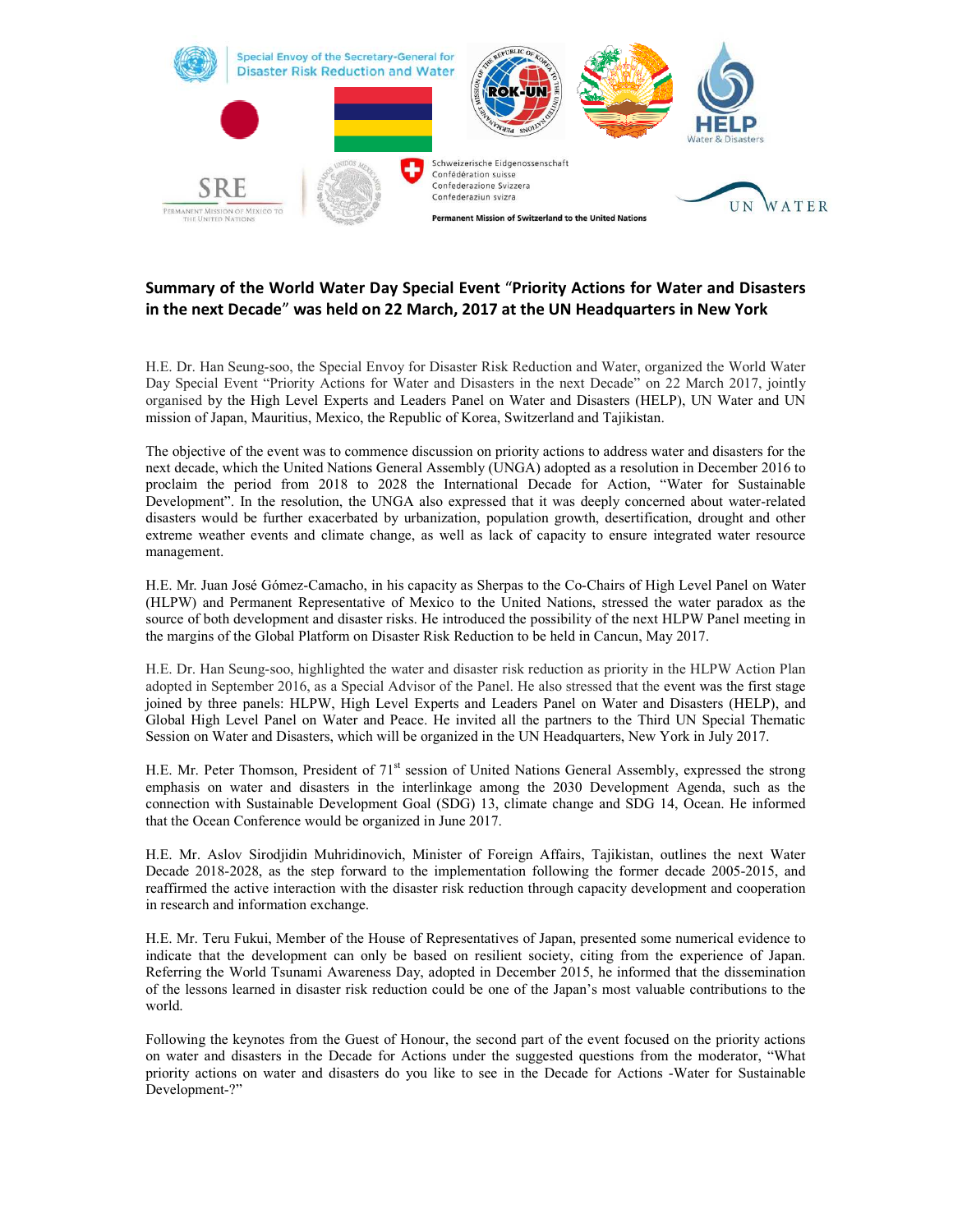**Summary of the World Water Day Special Event "Priority Actions for Water and Disasters in the next Decade" was held on 22 March, 2017 at the UN Headquarters in New York**

H.E. Dr. Han Seung-soo, the Special Envoy for Disaster Risk Reduction and Water, organized the World Water Day Special Event "Priority Actions for Water and Disasters in the next Decade" on 22 March 2017, jointly organised by the High Level Experts and Leaders Panel on Water and Disasters (HELP), UN Water and UN mission of Japan, Mauritius, Mexico, the Republic of Korea, Switzerland and Tajikistan.

The objective of the event was to commence discussion on priority actions to address water and disasters for the next decade, which the United Nations General Assembly (UNGA) adopted as a resolution in December 2016 to proclaim the period from 2018 to 2028 the International Decade for Action, "Water for Sustainable Development". In the resolution, the UNGA also expressed that it was deeply concerned about water-related disasters would be further exacerbated by urbanization, population growth, desertification, drought and other extreme weather events and climate change, as well as lack of capacity to ensure integrated water resource management.

H.E. Mr. Juan José Gómez-Camacho, in his capacity as Sherpas to the Co-Chairs of High Level Panel on Water (HLPW) and Permanent Representative of Mexico to the United Nations, stressed the water paradox as the source of both development and disaster risks. He introduced the possibility of the next HLPW Panel meeting in the margins of the Global Platform on Disaster Risk Reduction to be held in Cancun, May 2017.

H.E. Dr. Han Seung-soo, highlighted the water and disaster risk reduction as priority in the HLPW Action Plan adopted in September 2016, as a Special Advisor of the Panel. He also stressed that the event was the first stage joined by three panels: HLPW, High Level Experts and Leaders Panel on Water and Disasters (HELP), and Global High Level Panel on Water and Peace. He invited all the partners to the Third UN Special Thematic Session on Water and Disasters, which will be organized in the UN Headquarters, New York in July 2017.

H.E. Mr. Peter Thomson, President of 71st session of United Nations General Assembly, expressed the strong emphasis on water and disasters in the interlinkage among the 2030 Development Agenda, such as the connection with Sustainable Development Goal (SDG) 13, climate change and SDG 14, Ocean. He informed that the Ocean Conference would be organized in June 2017.

H.E. Mr. Aslov Sirodjidin Muhridinovich, Minister of Foreign Affairs, Tajikistan, outlines the next Water Decade 2018-2028, as the step forward to the implementation following the former decade 2005-2015, and reaffirmed the active interaction with the disaster risk reduction through capacity development and cooperation in research and information exchange.

H.E. Mr. Teru Fukui, Member of the House of Representatives of Japan, presented some numerical evidence to indicate that the development can only be based on resilient society, citing from the experience of Japan. Referring the World Tsunami Awareness Day, adopted in December 2015, he informed that the dissemination of the lessons learned in disaster risk reduction could be one of the Japan's most valuable contributions to the world.

Following the keynotes from the Guest of Honour, the second part of the event focused on the priority actions on water and disasters in the Decade for Actions under the suggested questions from the moderator, "What priority actions on water and disasters do you like to see in the Decade for Actions -Water for Sustainable Development-?"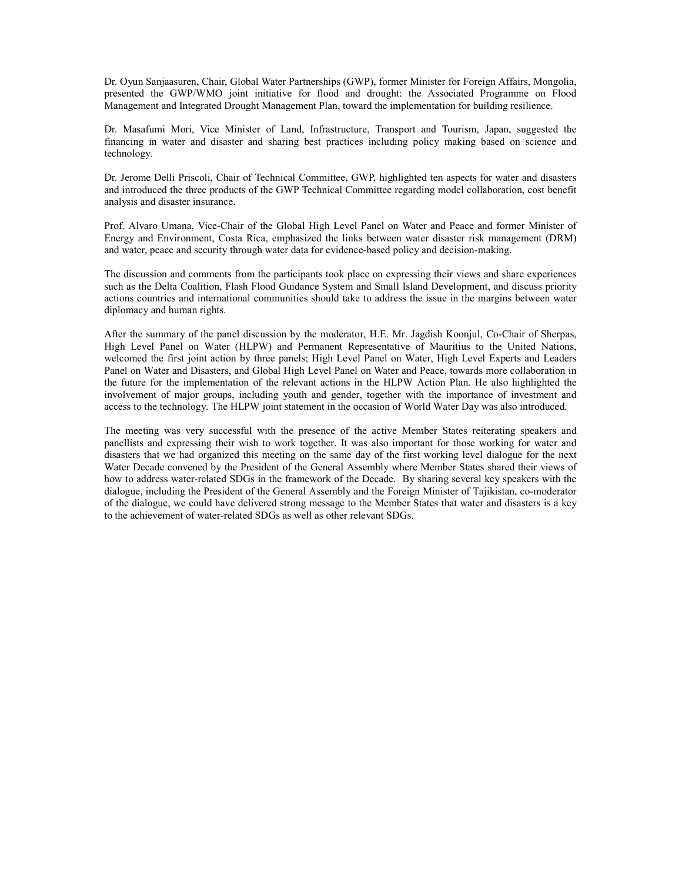Dr. Oyun Sanjaasuren, Chair, Global Water Partnerships (GWP), former Minister for Foreign Affairs, Mongolia, presented the GWP/WMO joint initiative for flood and drought: the Associated Programme on Flood Management and Integrated Drought Management Plan, toward the implementation for building resilience.

Dr. Masafumi Mori, Vice Minister of Land, Infrastructure, Transport and Tourism, Japan, suggested the financing in water and disaster and sharing best practices including policy making based on science and technology.

Dr. Jerome Delli Priscoli, Chair of Technical Committee, GWP, highlighted ten aspects for water and disasters and introduced the three products of the GWP Technical Committee regarding model collaboration, cost benefit analysis and disaster insurance.

Prof. Alvaro Umana, Vice-Chair of the Global High Level Panel on Water and Peace and former Minister of Energy and Environment, Costa Rica, emphasized the links between water disaster risk management (DRM) and water, peace and security through water data for evidence-based policy and decision-making.

The discussion and comments from the participants took place on expressing their views and share experiences such as the Delta Coalition, Flash Flood Guidance System and Small Island Development, and discuss priority actions countries and international communities should take to address the issue in the margins between water diplomacy and human rights.

After the summary of the panel discussion by the moderator, H.E. Mr. Jagdish Koonjul, Co-Chair of Sherpas, High Level Panel on Water (HLPW) and Permanent Representative of Mauritius to the United Nations, welcomed the first joint action by three panels; High Level Panel on Water, High Level Experts and Leaders Panel on Water and Disasters, and Global High Level Panel on Water and Peace, towards more collaboration in the future for the implementation of the relevant actions in the HLPW Action Plan. He also highlighted the involvement of major groups, including youth and gender, together with the importance of investment and access to the technology. The HLPW joint statement in the occasion of World Water Day was also introduced.

The meeting was very successful with the presence of the active Member States reiterating speakers and panellists and expressing their wish to work together. It was also important for those working for water and disasters that we had organized this meeting on the same day of the first working level dialogue for the next Water Decade convened by the President of the General Assembly where Member States shared their views of how to address water-related SDGs in the framework of the Decade. By sharing several key speakers with the dialogue, including the President of the General Assembly and the Foreign Minister of Tajikistan, co-moderator of the dialogue, we could have delivered strong message to the Member States that water and disasters is a key to the achievement of water-related SDGs as well as other relevant SDGs.